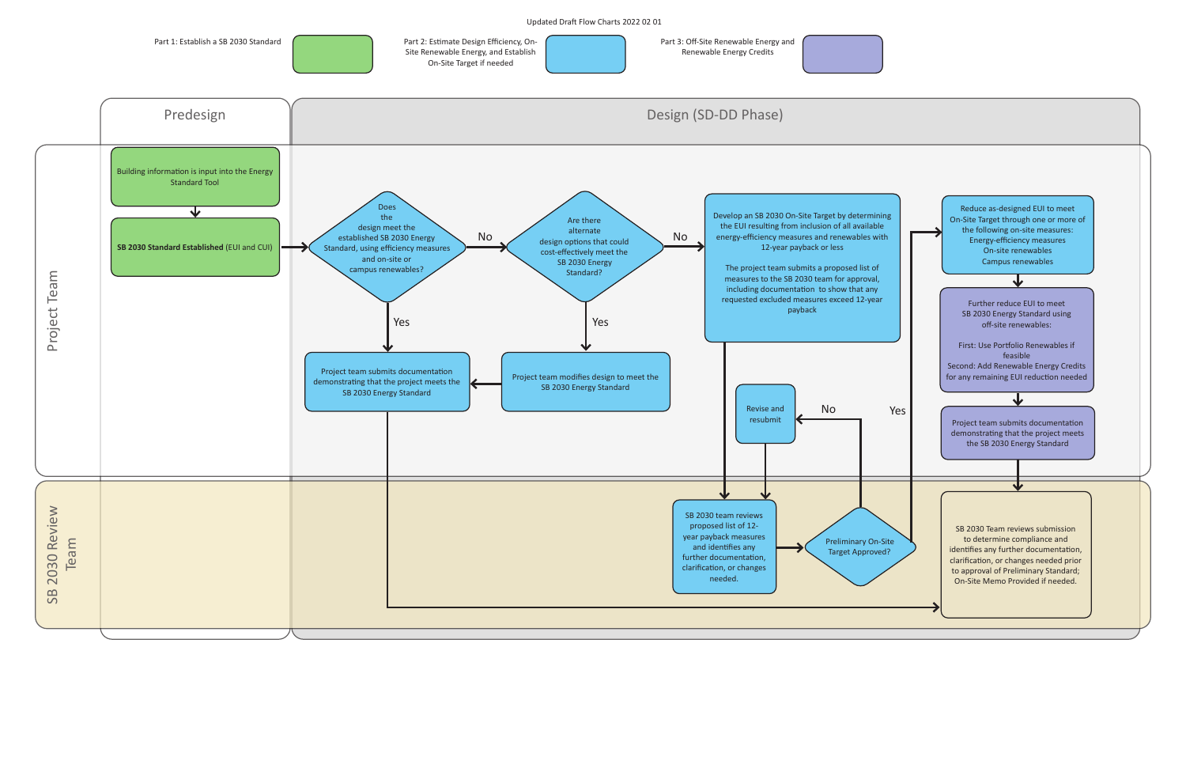Updated Draft Flow Charts 2022 02 01

**Legend:**

- Part 1: Establish a SB 2030 Standard (green)
- Part 2: Estimate Design Efficiency, On-Site Renewable Energy, and Establish On-Site Target if needed (blue)
- Part 3: Off-Site Renewable Energy and Renewable Energy Credits (purple)

## Predesign

### Project Team

- Building information is input into the Energy Standard Tool
- **SB 2030 Standard Established** (EUI and CUI)

## Design (SD-DD Phase)

### Project Team

- Does the design meet the established SB 2030 Energy Standard, using efficiency measures and on-site or campus renewables?
  - **Yes:** Project team submits documentation demonstrating that the project meets the SB 2030 Energy Standard
  - **No:** Are there alternate design options that could cost-effectively meet the SB 2030 Energy Standard?
    - **Yes:** Project team modifies design to meet the SB 2030 Energy Standard
    - **No:** Develop an SB 2030 On-Site Target by determining the EUI resulting from inclusion of all available energy-efficiency measures and renewables with 12-year payback or less

      The project team submits a proposed list of measures to the SB 2030 team for approval, including documentation to show that any requested excluded measures exceed 12-year payback

- Revise and resubmit

- Reduce as-designed EUI to meet On-Site Target through one or more of the following on-site measures:
  - Energy-efficiency measures
  - On-site renewables
  - Campus renewables
- Further reduce EUI to meet SB 2030 Energy Standard using off-site renewables:

  First: Use Portfolio Renewables if feasible

  Second: Add Renewable Energy Credits for any remaining EUI reduction needed
- Project team submits documentation demonstrating that the project meets the SB 2030 Energy Standard

### SB 2030 Review Team

- SB 2030 team reviews proposed list of 12-year payback measures and identifies any further documentation, clarification, or changes needed.
- Preliminary On-Site Target Approved?
  - **No:** Revise and resubmit
  - **Yes:** Reduce as-designed EUI to meet On-Site Target
- SB 2030 Team reviews submission to determine compliance and identifies any further documentation, clarification, or changes needed prior to approval of Preliminary Standard; On-Site Memo Provided if needed.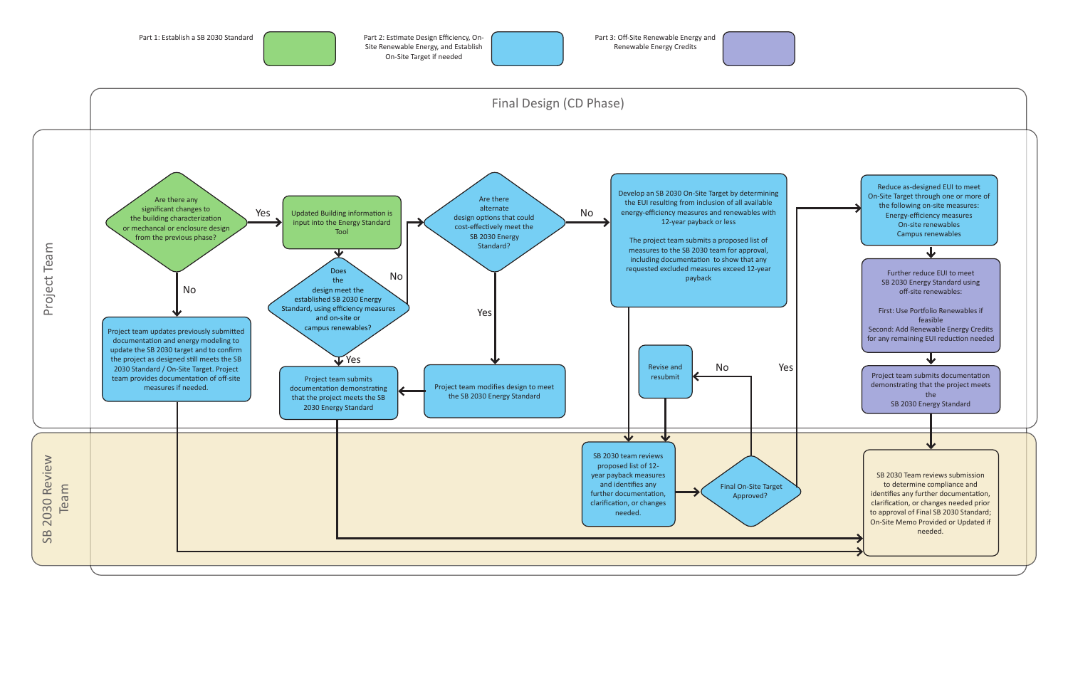Part 1: Establish a SB 2030 Standard

Part 2: Estimate Design Efficiency, On-Site Renewable Energy, and Establish On-Site Target if needed

Part 3: Off-Site Renewable Energy and Renewable Energy Credits

## Final Design (CD Phase)

Project Team

Are there any significant changes to the building characterization or mechancal or enclosure design from the previous phase?

Yes

No

Updated Building information is input into the Energy Standard Tool

Does the design meet the established SB 2030 Energy Standard, using efficiency measures and on-site or campus renewables?

No

Yes

Are there alternate design options that could cost-effectively meet the SB 2030 Energy Standard?

No

Yes

Develop an SB 2030 On-Site Target by determining the EUI resulting from inclusion of all available energy-efficiency measures and renewables with 12-year payback or less

The project team submits a proposed list of measures to the SB 2030 team for approval, including documentation to show that any requested excluded measures exceed 12-year payback

Reduce as-designed EUI to meet On-Site Target through one or more of the following on-site measures:
Energy-efficiency measures
On-site renewables
Campus renewables

Further reduce EUI to meet SB 2030 Energy Standard using off-site renewables:

First: Use Portfolio Renewables if feasible
Second: Add Renewable Energy Credits for any remaining EUI reduction needed

Project team submits documentation demonstrating that the project meets the SB 2030 Energy Standard

Project team updates previously submitted documentation and energy modeling to update the SB 2030 target and to confirm the project as designed still meets the SB 2030 Standard / On-Site Target. Project team provides documentation of off-site measures if needed.

Project team submits documentation demonstrating that the project meets the SB 2030 Energy Standard

Project team modifies design to meet the SB 2030 Energy Standard

Revise and resubmit

No

Yes

SB 2030 Review Team

SB 2030 team reviews proposed list of 12-year payback measures and identifies any further documentation, clarification, or changes needed.

Final On-Site Target Approved?

SB 2030 Team reviews submission to determine compliance and identifies any further documentation, clarification, or changes needed prior to approval of Final SB 2030 Standard; On-Site Memo Provided or Updated if needed.